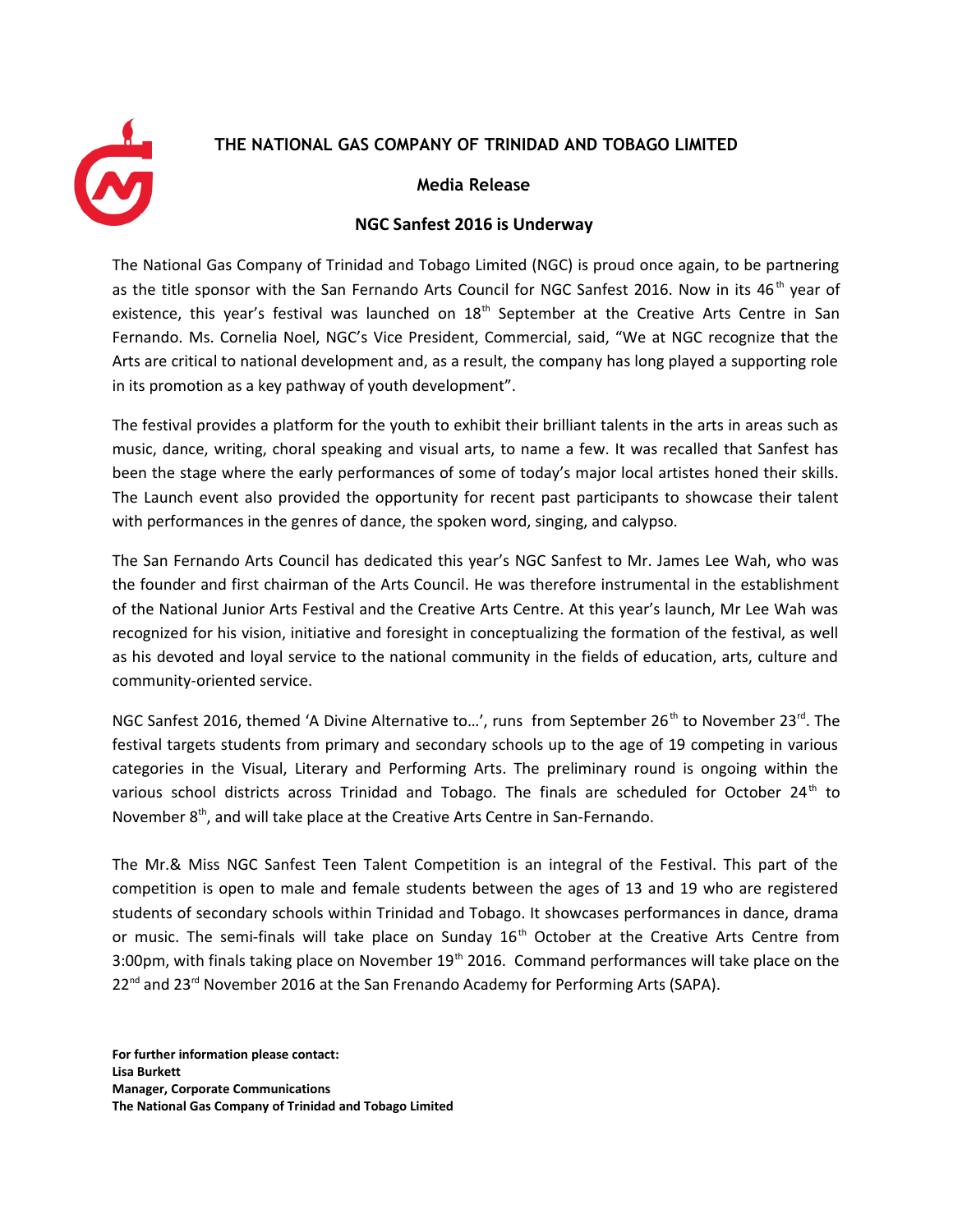**THE NATIONAL GAS COMPANY OF TRINIDAD AND TOBAGO LIMITED**

**Media Release**

# NGC Sanfest 2016 is Underway

The National Gas Company of Trinidad and Tobago Limited (NGC) is proud once again, to be partnering as the title sponsor with the San Fernando Arts Council for NGC Sanfest 2016. Now in its 46th year of existence, this year's festival was launched on 18th September at the Creative Arts Centre in San Fernando. Ms. Cornelia Noel, NGC's Vice President, Commercial, said, "We at NGC recognize that the Arts are critical to national development and, as a result, the company has long played a supporting role in its promotion as a key pathway of youth development".

The festival provides a platform for the youth to exhibit their brilliant talents in the arts in areas such as music, dance, writing, choral speaking and visual arts, to name a few. It was recalled that Sanfest has been the stage where the early performances of some of today's major local artistes honed their skills. The Launch event also provided the opportunity for recent past participants to showcase their talent with performances in the genres of dance, the spoken word, singing, and calypso.

The San Fernando Arts Council has dedicated this year's NGC Sanfest to Mr. James Lee Wah, who was the founder and first chairman of the Arts Council. He was therefore instrumental in the establishment of the National Junior Arts Festival and the Creative Arts Centre. At this year's launch, Mr Lee Wah was recognized for his vision, initiative and foresight in conceptualizing the formation of the festival, as well as his devoted and loyal service to the national community in the fields of education, arts, culture and community-oriented service.

NGC Sanfest 2016, themed 'A Divine Alternative to…', runs from September 26th to November 23rd. The festival targets students from primary and secondary schools up to the age of 19 competing in various categories in the Visual, Literary and Performing Arts. The preliminary round is ongoing within the various school districts across Trinidad and Tobago. The finals are scheduled for October 24th to November 8th, and will take place at the Creative Arts Centre in San-Fernando.

The Mr.& Miss NGC Sanfest Teen Talent Competition is an integral of the Festival. This part of the competition is open to male and female students between the ages of 13 and 19 who are registered students of secondary schools within Trinidad and Tobago. It showcases performances in dance, drama or music. The semi-finals will take place on Sunday 16th October at the Creative Arts Centre from 3:00pm, with finals taking place on November 19th 2016. Command performances will take place on the 22nd and 23rd November 2016 at the San Frenando Academy for Performing Arts (SAPA).

**For further information please contact:**
**Lisa Burkett**
**Manager, Corporate Communications**
**The National Gas Company of Trinidad and Tobago Limited**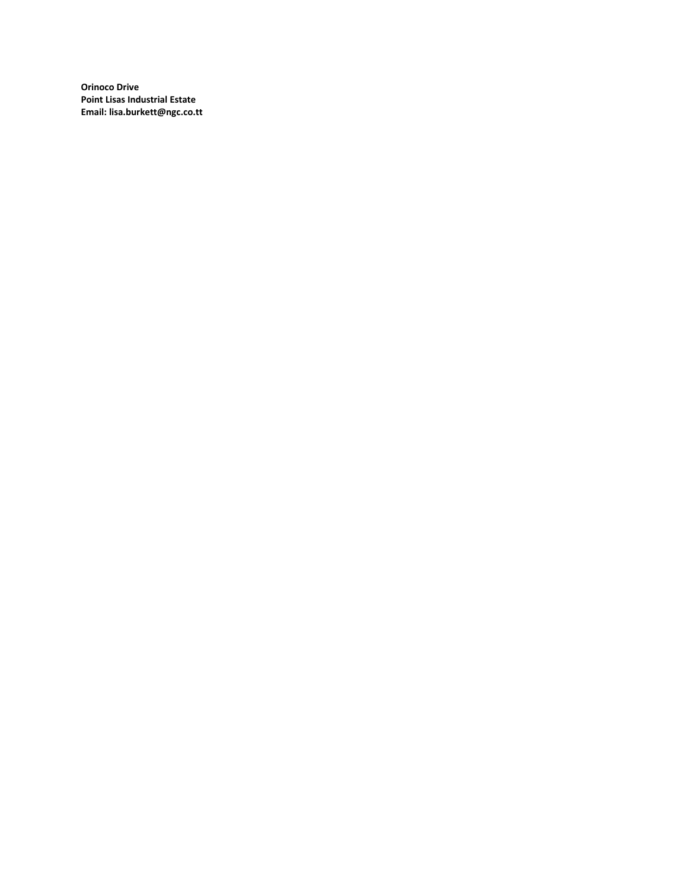**Orinoco Drive**
**Point Lisas Industrial Estate**
**Email: lisa.burkett@ngc.co.tt**